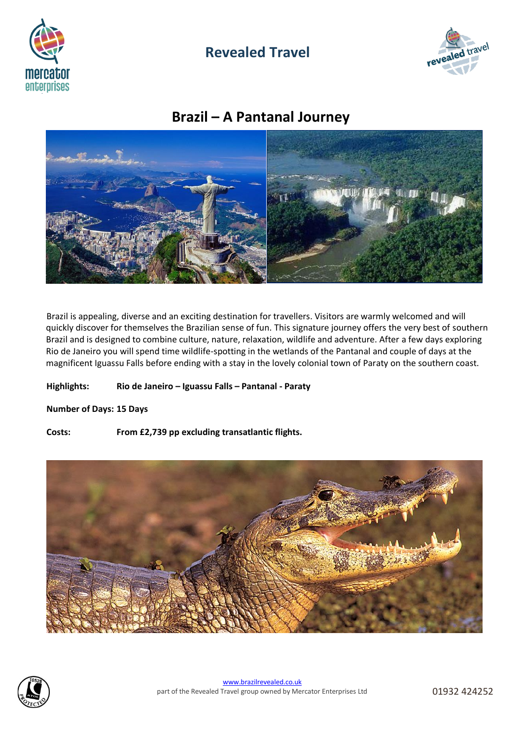# Revealed Travel

## Brazil – A Pantanal Journey

Brazil is appealing, diverse and an exciting destination for travellers. Visitors are warmly welcomed and will quickly discover for themselves the Brazilian sense of fun. This signature journey offers the very best of southern Brazil and is designed to combine culture, nature, relaxation, wildlife and adventure. After a few days exploring Rio de Janeiro you will spend time wildlife-spotting in the wetlands of the Pantanal and couple of days at the magnificent Iguassu Falls before ending with a stay in the lovely colonial town of Paraty on the southern coast.

**Highlights:** **Rio de Janeiro – Iguassu Falls – Pantanal - Paraty**

**Number of Days: 15 Days**

**Costs:** **From £2,739 pp excluding transatlantic flights.**

www.brazilrevealed.co.uk
part of the Revealed Travel group owned by Mercator Enterprises Ltd

01932 424252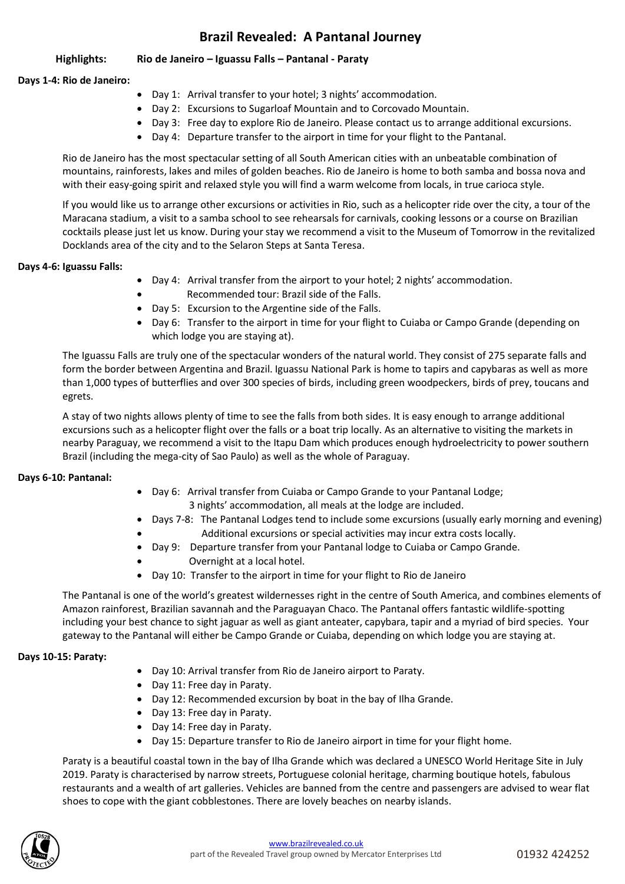# Brazil Revealed: A Pantanal Journey

**Highlights:** **Rio de Janeiro – Iguassu Falls – Pantanal - Paraty**

**Days 1-4: Rio de Janeiro:**

- Day 1: Arrival transfer to your hotel; 3 nights' accommodation.
- Day 2: Excursions to Sugarloaf Mountain and to Corcovado Mountain.
- Day 3: Free day to explore Rio de Janeiro. Please contact us to arrange additional excursions.
- Day 4: Departure transfer to the airport in time for your flight to the Pantanal.

Rio de Janeiro has the most spectacular setting of all South American cities with an unbeatable combination of mountains, rainforests, lakes and miles of golden beaches. Rio de Janeiro is home to both samba and bossa nova and with their easy-going spirit and relaxed style you will find a warm welcome from locals, in true carioca style.

If you would like us to arrange other excursions or activities in Rio, such as a helicopter ride over the city, a tour of the Maracana stadium, a visit to a samba school to see rehearsals for carnivals, cooking lessons or a course on Brazilian cocktails please just let us know. During your stay we recommend a visit to the Museum of Tomorrow in the revitalized Docklands area of the city and to the Selaron Steps at Santa Teresa.

**Days 4-6: Iguassu Falls:**

- Day 4: Arrival transfer from the airport to your hotel; 2 nights' accommodation.
- Recommended tour: Brazil side of the Falls.
- Day 5: Excursion to the Argentine side of the Falls.
- Day 6: Transfer to the airport in time for your flight to Cuiaba or Campo Grande (depending on which lodge you are staying at).

The Iguassu Falls are truly one of the spectacular wonders of the natural world. They consist of 275 separate falls and form the border between Argentina and Brazil. Iguassu National Park is home to tapirs and capybaras as well as more than 1,000 types of butterflies and over 300 species of birds, including green woodpeckers, birds of prey, toucans and egrets.

A stay of two nights allows plenty of time to see the falls from both sides. It is easy enough to arrange additional excursions such as a helicopter flight over the falls or a boat trip locally. As an alternative to visiting the markets in nearby Paraguay, we recommend a visit to the Itapu Dam which produces enough hydroelectricity to power southern Brazil (including the mega-city of Sao Paulo) as well as the whole of Paraguay.

**Days 6-10: Pantanal:**

- Day 6: Arrival transfer from Cuiaba or Campo Grande to your Pantanal Lodge; 3 nights' accommodation, all meals at the lodge are included.
- Days 7-8: The Pantanal Lodges tend to include some excursions (usually early morning and evening)
- Additional excursions or special activities may incur extra costs locally.
- Day 9: Departure transfer from your Pantanal lodge to Cuiaba or Campo Grande.
- Overnight at a local hotel.
- Day 10: Transfer to the airport in time for your flight to Rio de Janeiro

The Pantanal is one of the world's greatest wildernesses right in the centre of South America, and combines elements of Amazon rainforest, Brazilian savannah and the Paraguayan Chaco. The Pantanal offers fantastic wildlife-spotting including your best chance to sight jaguar as well as giant anteater, capybara, tapir and a myriad of bird species. Your gateway to the Pantanal will either be Campo Grande or Cuiaba, depending on which lodge you are staying at.

**Days 10-15: Paraty:**

- Day 10: Arrival transfer from Rio de Janeiro airport to Paraty.
- Day 11: Free day in Paraty.
- Day 12: Recommended excursion by boat in the bay of Ilha Grande.
- Day 13: Free day in Paraty.
- Day 14: Free day in Paraty.
- Day 15: Departure transfer to Rio de Janeiro airport in time for your flight home.

Paraty is a beautiful coastal town in the bay of Ilha Grande which was declared a UNESCO World Heritage Site in July 2019. Paraty is characterised by narrow streets, Portuguese colonial heritage, charming boutique hotels, fabulous restaurants and a wealth of art galleries. Vehicles are banned from the centre and passengers are advised to wear flat shoes to cope with the giant cobblestones. There are lovely beaches on nearby islands.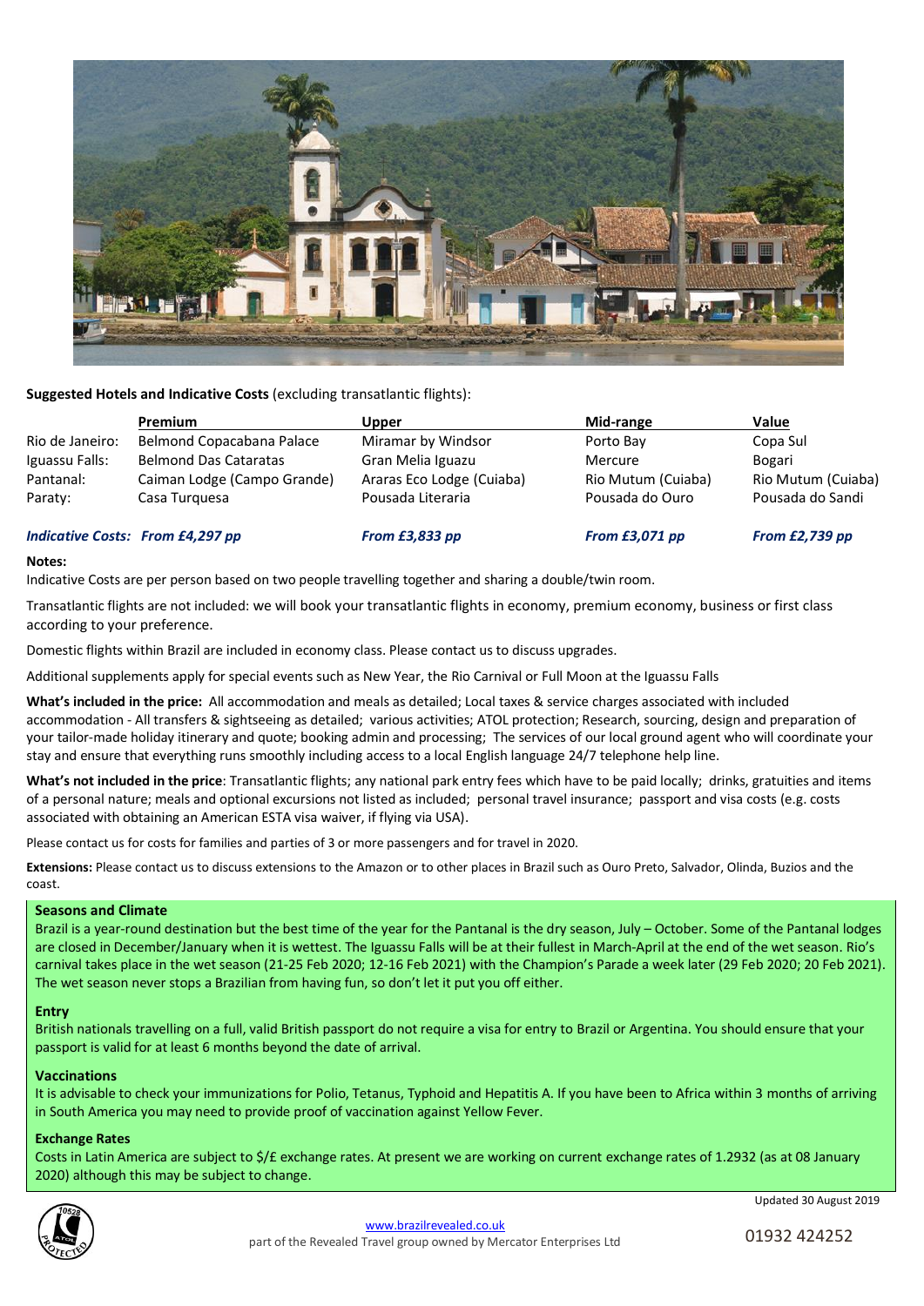**Suggested Hotels and Indicative Costs** (excluding transatlantic flights):

| | Premium | Upper | Mid-range | Value |
|---|---|---|---|---|
| Rio de Janeiro: | Belmond Copacabana Palace | Miramar by Windsor | Porto Bay | Copa Sul |
| Iguassu Falls: | Belmond Das Cataratas | Gran Melia Iguazu | Mercure | Bogari |
| Pantanal: | Caiman Lodge (Campo Grande) | Araras Eco Lodge (Cuiaba) | Rio Mutum (Cuiaba) | Rio Mutum (Cuiaba) |
| Paraty: | Casa Turquesa | Pousada Literaria | Pousada do Ouro | Pousada do Sandi |
| ***Indicative Costs:*** | ***From £4,297 pp*** | ***From £3,833 pp*** | ***From £3,071 pp*** | ***From £2,739 pp*** |

**Notes:**

Indicative Costs are per person based on two people travelling together and sharing a double/twin room.

Transatlantic flights are not included: we will book your transatlantic flights in economy, premium economy, business or first class according to your preference.

Domestic flights within Brazil are included in economy class. Please contact us to discuss upgrades.

Additional supplements apply for special events such as New Year, the Rio Carnival or Full Moon at the Iguassu Falls

**What's included in the price:** All accommodation and meals as detailed; Local taxes & service charges associated with included accommodation - All transfers & sightseeing as detailed; various activities; ATOL protection; Research, sourcing, design and preparation of your tailor-made holiday itinerary and quote; booking admin and processing; The services of our local ground agent who will coordinate your stay and ensure that everything runs smoothly including access to a local English language 24/7 telephone help line.

**What's not included in the price**: Transatlantic flights; any national park entry fees which have to be paid locally; drinks, gratuities and items of a personal nature; meals and optional excursions not listed as included; personal travel insurance; passport and visa costs (e.g. costs associated with obtaining an American ESTA visa waiver, if flying via USA).

Please contact us for costs for families and parties of 3 or more passengers and for travel in 2020.

**Extensions:** Please contact us to discuss extensions to the Amazon or to other places in Brazil such as Ouro Preto, Salvador, Olinda, Buzios and the coast.

### Seasons and Climate

Brazil is a year-round destination but the best time of the year for the Pantanal is the dry season, July – October. Some of the Pantanal lodges are closed in December/January when it is wettest. The Iguassu Falls will be at their fullest in March-April at the end of the wet season. Rio's carnival takes place in the wet season (21-25 Feb 2020; 12-16 Feb 2021) with the Champion's Parade a week later (29 Feb 2020; 20 Feb 2021). The wet season never stops a Brazilian from having fun, so don't let it put you off either.

### Entry

British nationals travelling on a full, valid British passport do not require a visa for entry to Brazil or Argentina. You should ensure that your passport is valid for at least 6 months beyond the date of arrival.

### Vaccinations

It is advisable to check your immunizations for Polio, Tetanus, Typhoid and Hepatitis A. If you have been to Africa within 3 months of arriving in South America you may need to provide proof of vaccination against Yellow Fever.

### Exchange Rates

Costs in Latin America are subject to $/£ exchange rates. At present we are working on current exchange rates of 1.2932 (as at 08 January 2020) although this may be subject to change.

Updated 30 August 2019

www.brazilrevealed.co.uk

part of the Revealed Travel group owned by Mercator Enterprises Ltd

01932 424252